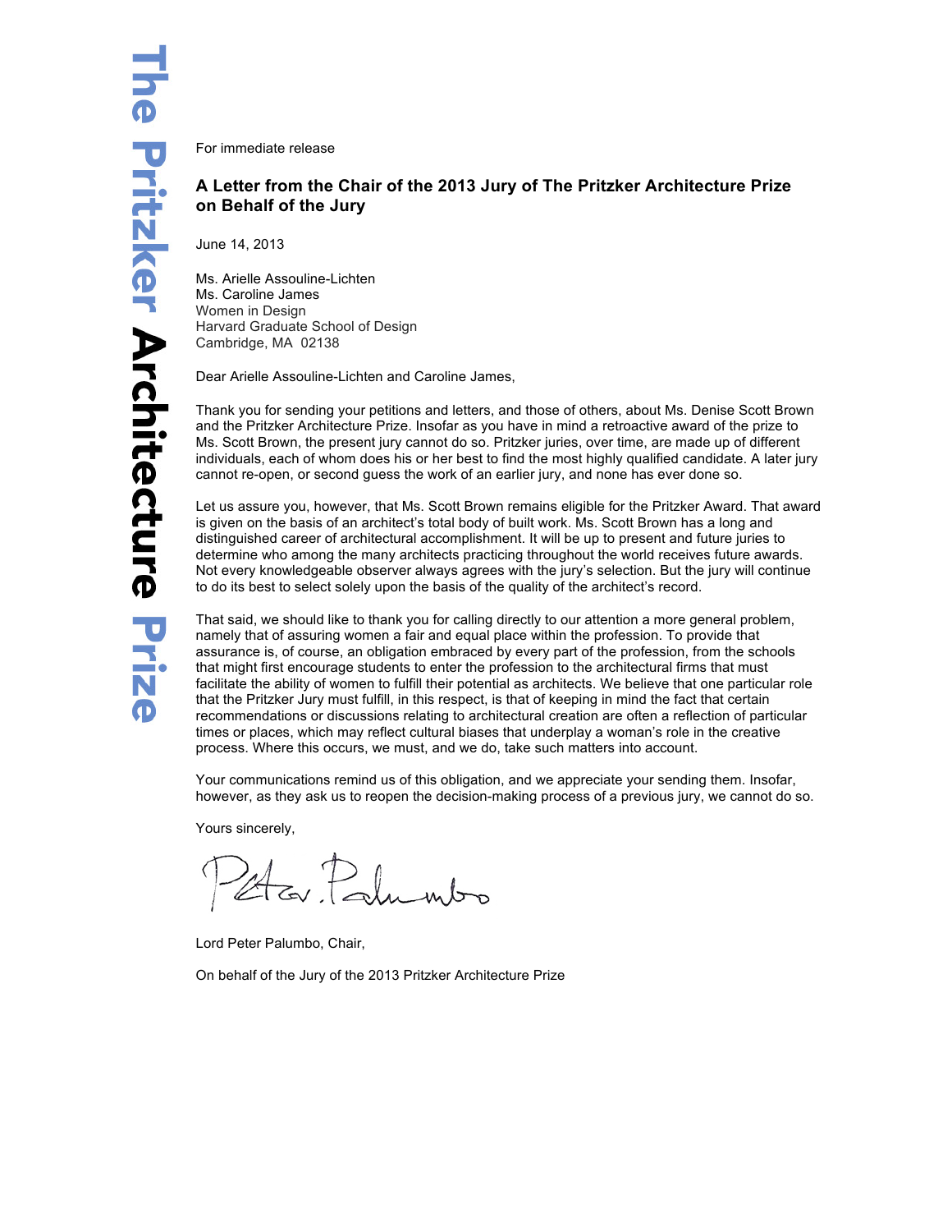The Pritzker Architecture Prize

For immediate release

**A Letter from the Chair of the 2013 Jury of The Pritzker Architecture Prize on Behalf of the Jury**

June 14, 2013

Ms. Arielle Assouline-Lichten
Ms. Caroline James
Women in Design
Harvard Graduate School of Design
Cambridge, MA 02138

Dear Arielle Assouline-Lichten and Caroline James,

Thank you for sending your petitions and letters, and those of others, about Ms. Denise Scott Brown and the Pritzker Architecture Prize. Insofar as you have in mind a retroactive award of the prize to Ms. Scott Brown, the present jury cannot do so. Pritzker juries, over time, are made up of different individuals, each of whom does his or her best to find the most highly qualified candidate. A later jury cannot re-open, or second guess the work of an earlier jury, and none has ever done so.

Let us assure you, however, that Ms. Scott Brown remains eligible for the Pritzker Award. That award is given on the basis of an architect's total body of built work. Ms. Scott Brown has a long and distinguished career of architectural accomplishment. It will be up to present and future juries to determine who among the many architects practicing throughout the world receives future awards. Not every knowledgeable observer always agrees with the jury's selection. But the jury will continue to do its best to select solely upon the basis of the quality of the architect's record.

That said, we should like to thank you for calling directly to our attention a more general problem, namely that of assuring women a fair and equal place within the profession. To provide that assurance is, of course, an obligation embraced by every part of the profession, from the schools that might first encourage students to enter the profession to the architectural firms that must facilitate the ability of women to fulfill their potential as architects. We believe that one particular role that the Pritzker Jury must fulfill, in this respect, is that of keeping in mind the fact that certain recommendations or discussions relating to architectural creation are often a reflection of particular times or places, which may reflect cultural biases that underplay a woman's role in the creative process. Where this occurs, we must, and we do, take such matters into account.

Your communications remind us of this obligation, and we appreciate your sending them. Insofar, however, as they ask us to reopen the decision-making process of a previous jury, we cannot do so.

Yours sincerely,

Peter Palumbo

Lord Peter Palumbo, Chair,

On behalf of the Jury of the 2013 Pritzker Architecture Prize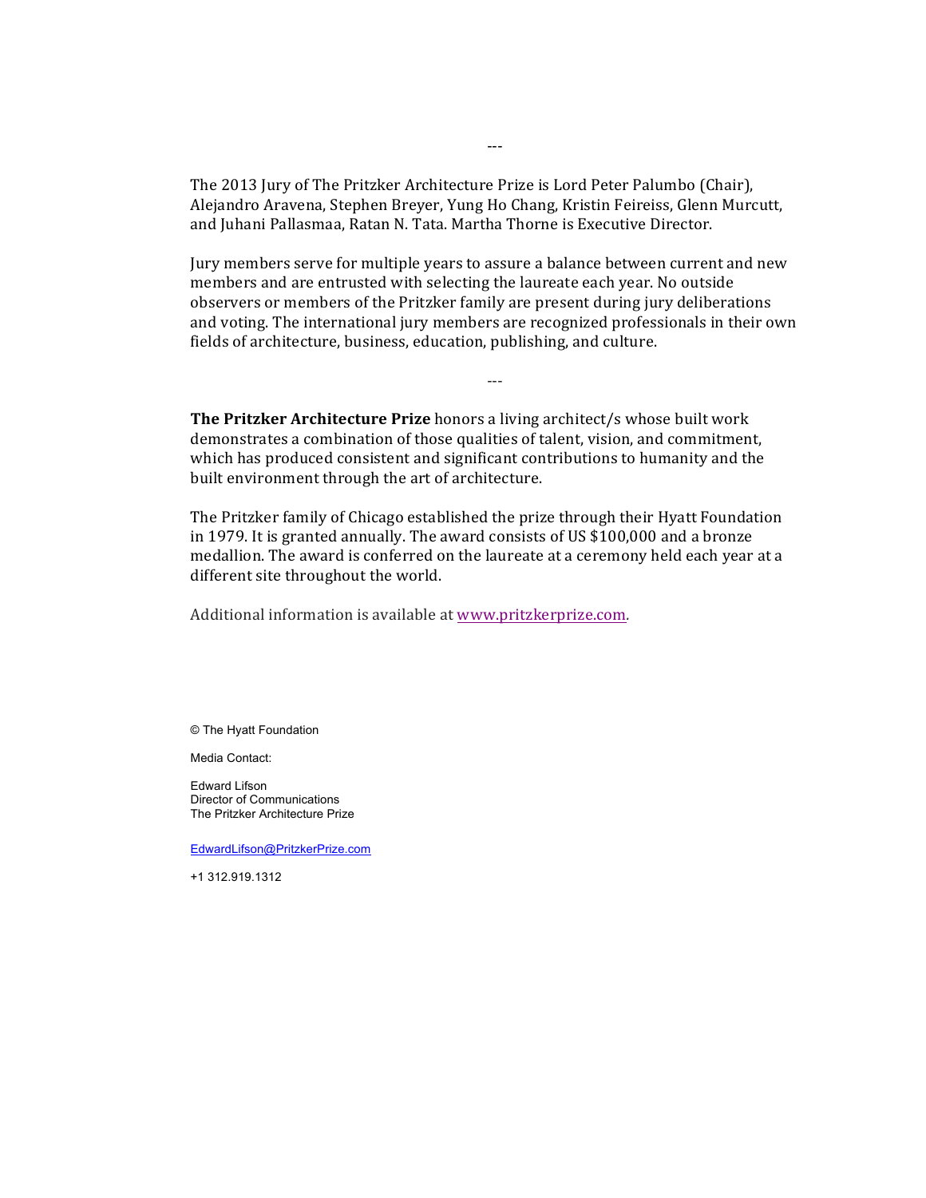---

The 2013 Jury of The Pritzker Architecture Prize is Lord Peter Palumbo (Chair), Alejandro Aravena, Stephen Breyer, Yung Ho Chang, Kristin Feireiss, Glenn Murcutt, and Juhani Pallasmaa, Ratan N. Tata. Martha Thorne is Executive Director.

Jury members serve for multiple years to assure a balance between current and new members and are entrusted with selecting the laureate each year. No outside observers or members of the Pritzker family are present during jury deliberations and voting. The international jury members are recognized professionals in their own fields of architecture, business, education, publishing, and culture.

---

**The Pritzker Architecture Prize** honors a living architect/s whose built work demonstrates a combination of those qualities of talent, vision, and commitment, which has produced consistent and significant contributions to humanity and the built environment through the art of architecture.

The Pritzker family of Chicago established the prize through their Hyatt Foundation in 1979. It is granted annually. The award consists of US $100,000 and a bronze medallion. The award is conferred on the laureate at a ceremony held each year at a different site throughout the world.

Additional information is available at [www.pritzkerprize.com](http://www.pritzkerprize.com).

© The Hyatt Foundation

Media Contact:

Edward Lifson
Director of Communications
The Pritzker Architecture Prize

EdwardLifson@PritzkerPrize.com

+1 312.919.1312